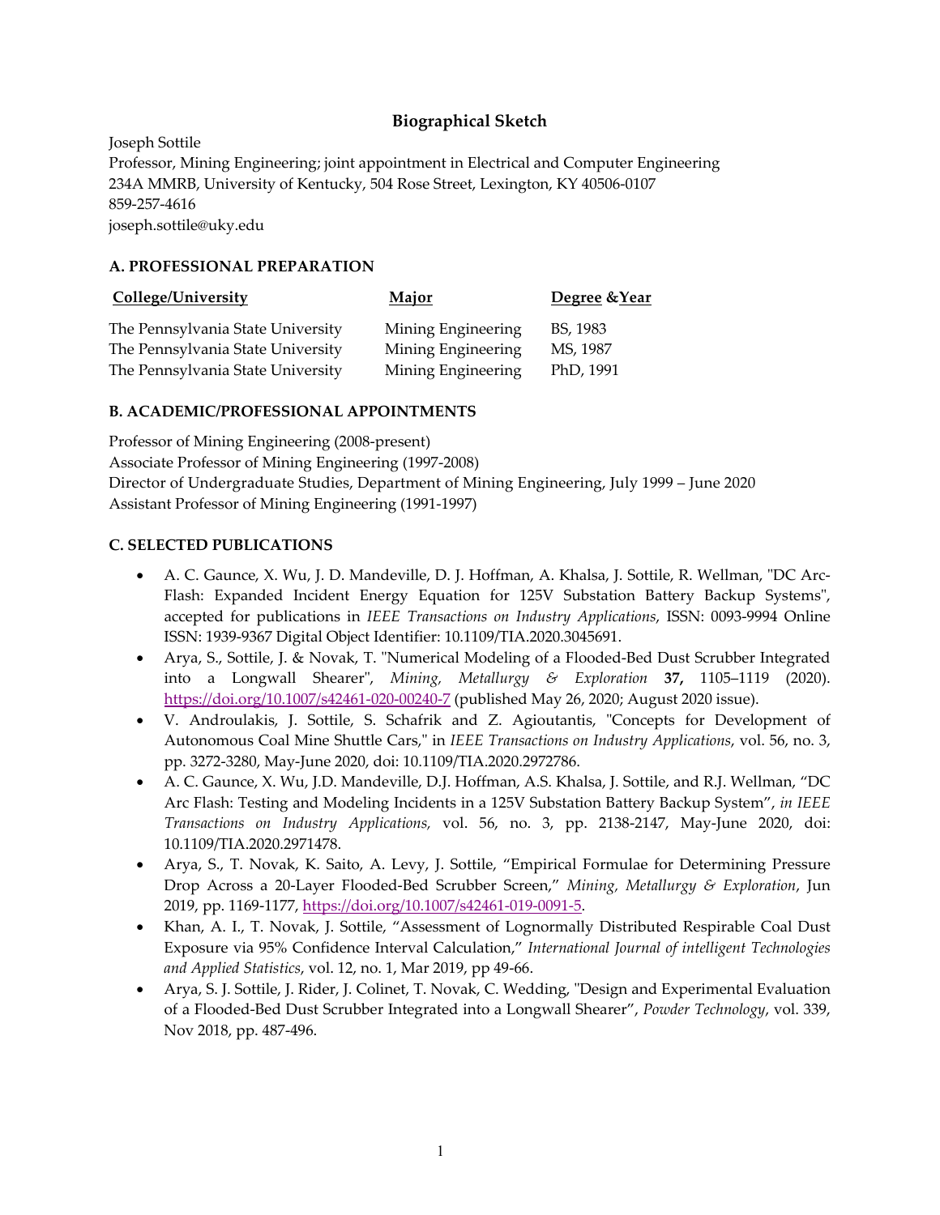# Biographical Sketch

Joseph Sottile
Professor, Mining Engineering; joint appointment in Electrical and Computer Engineering
234A MMRB, University of Kentucky, 504 Rose Street, Lexington, KY 40506-0107
859-257-4616
joseph.sottile@uky.edu

## A. PROFESSIONAL PREPARATION

| College/University | Major | Degree & Year |
| --- | --- | --- |
| The Pennsylvania State University | Mining Engineering | BS, 1983 |
| The Pennsylvania State University | Mining Engineering | MS, 1987 |
| The Pennsylvania State University | Mining Engineering | PhD, 1991 |

## B. ACADEMIC/PROFESSIONAL APPOINTMENTS

Professor of Mining Engineering (2008-present)
Associate Professor of Mining Engineering (1997-2008)
Director of Undergraduate Studies, Department of Mining Engineering, July 1999 – June 2020
Assistant Professor of Mining Engineering (1991-1997)

## C. SELECTED PUBLICATIONS

- A. C. Gaunce, X. Wu, J. D. Mandeville, D. J. Hoffman, A. Khalsa, J. Sottile, R. Wellman, "DC Arc-Flash: Expanded Incident Energy Equation for 125V Substation Battery Backup Systems", accepted for publications in *IEEE Transactions on Industry Applications*, ISSN: 0093-9994 Online ISSN: 1939-9367 Digital Object Identifier: 10.1109/TIA.2020.3045691.
- Arya, S., Sottile, J. & Novak, T. "Numerical Modeling of a Flooded-Bed Dust Scrubber Integrated into a Longwall Shearer", *Mining, Metallurgy & Exploration* **37,** 1105–1119 (2020). https://doi.org/10.1007/s42461-020-00240-7 (published May 26, 2020; August 2020 issue).
- V. Androulakis, J. Sottile, S. Schafrik and Z. Agioutantis, "Concepts for Development of Autonomous Coal Mine Shuttle Cars," in *IEEE Transactions on Industry Applications*, vol. 56, no. 3, pp. 3272-3280, May-June 2020, doi: 10.1109/TIA.2020.2972786.
- A. C. Gaunce, X. Wu, J.D. Mandeville, D.J. Hoffman, A.S. Khalsa, J. Sottile, and R.J. Wellman, "DC Arc Flash: Testing and Modeling Incidents in a 125V Substation Battery Backup System", *in IEEE Transactions on Industry Applications,* vol. 56, no. 3, pp. 2138-2147, May-June 2020, doi: 10.1109/TIA.2020.2971478.
- Arya, S., T. Novak, K. Saito, A. Levy, J. Sottile, "Empirical Formulae for Determining Pressure Drop Across a 20-Layer Flooded-Bed Scrubber Screen," *Mining, Metallurgy & Exploration*, Jun 2019, pp. 1169-1177, https://doi.org/10.1007/s42461-019-0091-5.
- Khan, A. I., T. Novak, J. Sottile, "Assessment of Lognormally Distributed Respirable Coal Dust Exposure via 95% Confidence Interval Calculation," *International Journal of intelligent Technologies and Applied Statistics*, vol. 12, no. 1, Mar 2019, pp 49-66.
- Arya, S. J. Sottile, J. Rider, J. Colinet, T. Novak, C. Wedding, "Design and Experimental Evaluation of a Flooded-Bed Dust Scrubber Integrated into a Longwall Shearer", *Powder Technology*, vol. 339, Nov 2018, pp. 487-496.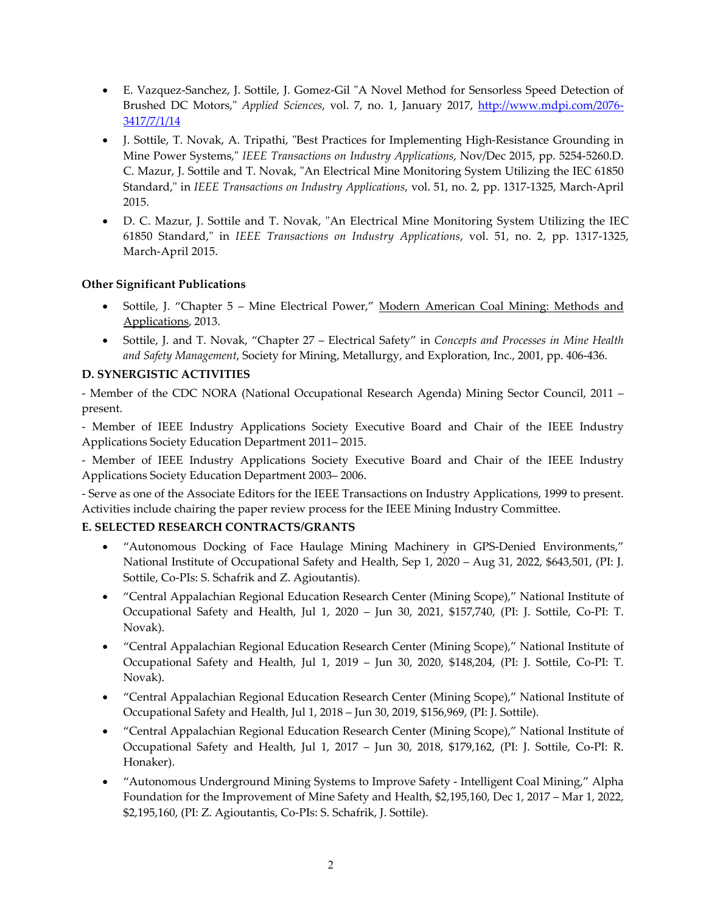- E. Vazquez-Sanchez, J. Sottile, J. Gomez-Gil "A Novel Method for Sensorless Speed Detection of Brushed DC Motors," *Applied Sciences*, vol. 7, no. 1, January 2017, [http://www.mdpi.com/2076-3417/7/1/14](http://www.mdpi.com/2076-3417/7/1/14)
- J. Sottile, T. Novak, A. Tripathi, "Best Practices for Implementing High-Resistance Grounding in Mine Power Systems," *IEEE Transactions on Industry Applications*, Nov/Dec 2015, pp. 5254-5260.D. C. Mazur, J. Sottile and T. Novak, "An Electrical Mine Monitoring System Utilizing the IEC 61850 Standard," in *IEEE Transactions on Industry Applications*, vol. 51, no. 2, pp. 1317-1325, March-April 2015.
- D. C. Mazur, J. Sottile and T. Novak, "An Electrical Mine Monitoring System Utilizing the IEC 61850 Standard," in *IEEE Transactions on Industry Applications*, vol. 51, no. 2, pp. 1317-1325, March-April 2015.

**Other Significant Publications**

- Sottile, J. "Chapter 5 – Mine Electrical Power," <u>Modern American Coal Mining: Methods and Applications</u>, 2013.
- Sottile, J. and T. Novak, "Chapter 27 – Electrical Safety" in *Concepts and Processes in Mine Health and Safety Management*, Society for Mining, Metallurgy, and Exploration, Inc., 2001, pp. 406-436.

**D. SYNERGISTIC ACTIVITIES**

- Member of the CDC NORA (National Occupational Research Agenda) Mining Sector Council, 2011 – present.

- Member of IEEE Industry Applications Society Executive Board and Chair of the IEEE Industry Applications Society Education Department 2011– 2015.

- Member of IEEE Industry Applications Society Executive Board and Chair of the IEEE Industry Applications Society Education Department 2003– 2006.

- Serve as one of the Associate Editors for the IEEE Transactions on Industry Applications, 1999 to present. Activities include chairing the paper review process for the IEEE Mining Industry Committee.

**E. SELECTED RESEARCH CONTRACTS/GRANTS**

- "Autonomous Docking of Face Haulage Mining Machinery in GPS-Denied Environments," National Institute of Occupational Safety and Health, Sep 1, 2020 – Aug 31, 2022, $643,501, (PI: J. Sottile, Co-PIs: S. Schafrik and Z. Agioutantis).
- "Central Appalachian Regional Education Research Center (Mining Scope)," National Institute of Occupational Safety and Health, Jul 1, 2020 – Jun 30, 2021, $157,740, (PI: J. Sottile, Co-PI: T. Novak).
- "Central Appalachian Regional Education Research Center (Mining Scope)," National Institute of Occupational Safety and Health, Jul 1, 2019 – Jun 30, 2020, $148,204, (PI: J. Sottile, Co-PI: T. Novak).
- "Central Appalachian Regional Education Research Center (Mining Scope)," National Institute of Occupational Safety and Health, Jul 1, 2018 – Jun 30, 2019, $156,969, (PI: J. Sottile).
- "Central Appalachian Regional Education Research Center (Mining Scope)," National Institute of Occupational Safety and Health, Jul 1, 2017 – Jun 30, 2018, $179,162, (PI: J. Sottile, Co-PI: R. Honaker).
- "Autonomous Underground Mining Systems to Improve Safety - Intelligent Coal Mining," Alpha Foundation for the Improvement of Mine Safety and Health, $2,195,160, Dec 1, 2017 – Mar 1, 2022, $2,195,160, (PI: Z. Agioutantis, Co-PIs: S. Schafrik, J. Sottile).